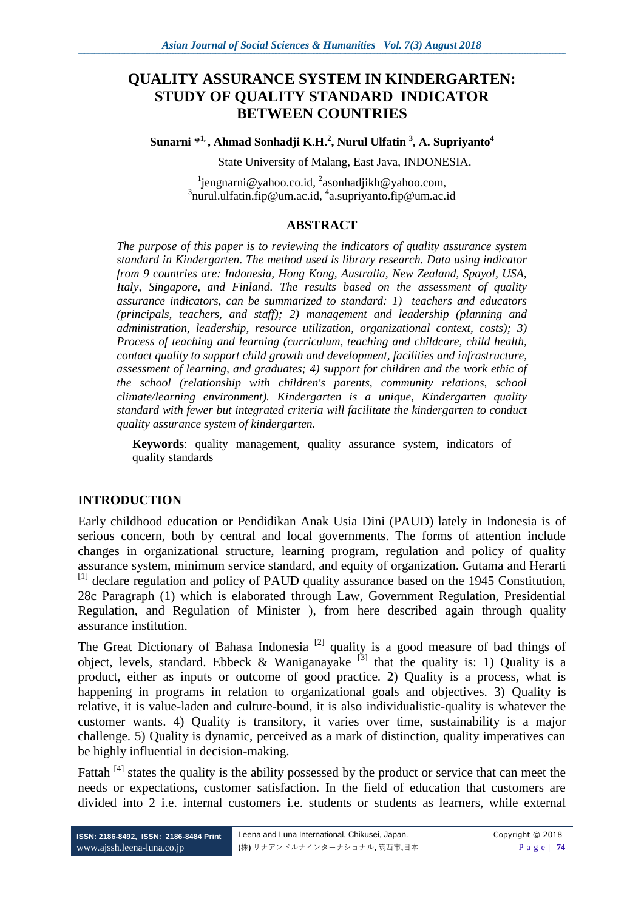# QUALITY ASSURANCE SYSTEM IN KINDERGARTEN: STUDY OF QUALITY STANDARD INDICATOR BETWEEN COUNTRIES

**Sunarni \*[1], Ahmad Sonhadji K.H.[2], Nurul Ulfatin [3], A. Supriyanto[4]**

State University of Malang, East Java, INDONESIA.

[1]jengnarni@yahoo.co.id, [2]asonhadjikh@yahoo.com,
[3]nurul.ulfatin.fip@um.ac.id, [4]a.supriyanto.fip@um.ac.id

## ABSTRACT

*The purpose of this paper is to reviewing the indicators of quality assurance system standard in Kindergarten. The method used is library research. Data using indicator from 9 countries are: Indonesia, Hong Kong, Australia, New Zealand, Spayol, USA, Italy, Singapore, and Finland. The results based on the assessment of quality assurance indicators, can be summarized to standard: 1) teachers and educators (principals, teachers, and staff); 2) management and leadership (planning and administration, leadership, resource utilization, organizational context, costs); 3) Process of teaching and learning (curriculum, teaching and childcare, child health, contact quality to support child growth and development, facilities and infrastructure, assessment of learning, and graduates; 4) support for children and the work ethic of the school (relationship with children's parents, community relations, school climate/learning environment). Kindergarten is a unique, Kindergarten quality standard with fewer but integrated criteria will facilitate the kindergarten to conduct quality assurance system of kindergarten.*

**Keywords**: quality management, quality assurance system, indicators of quality standards

## INTRODUCTION

Early childhood education or Pendidikan Anak Usia Dini (PAUD) lately in Indonesia is of serious concern, both by central and local governments. The forms of attention include changes in organizational structure, learning program, regulation and policy of quality assurance system, minimum service standard, and equity of organization. Gutama and Herarti [1] declare regulation and policy of PAUD quality assurance based on the 1945 Constitution, 28c Paragraph (1) which is elaborated through Law, Government Regulation, Presidential Regulation, and Regulation of Minister ), from here described again through quality assurance institution.

The Great Dictionary of Bahasa Indonesia [2] quality is a good measure of bad things of object, levels, standard. Ebbeck & Waniganayake [3] that the quality is: 1) Quality is a product, either as inputs or outcome of good practice. 2) Quality is a process, what is happening in programs in relation to organizational goals and objectives. 3) Quality is relative, it is value-laden and culture-bound, it is also individualistic-quality is whatever the customer wants. 4) Quality is transitory, it varies over time, sustainability is a major challenge. 5) Quality is dynamic, perceived as a mark of distinction, quality imperatives can be highly influential in decision-making.

Fattah [4] states the quality is the ability possessed by the product or service that can meet the needs or expectations, customer satisfaction. In the field of education that customers are divided into 2 i.e. internal customers i.e. students or students as learners, while external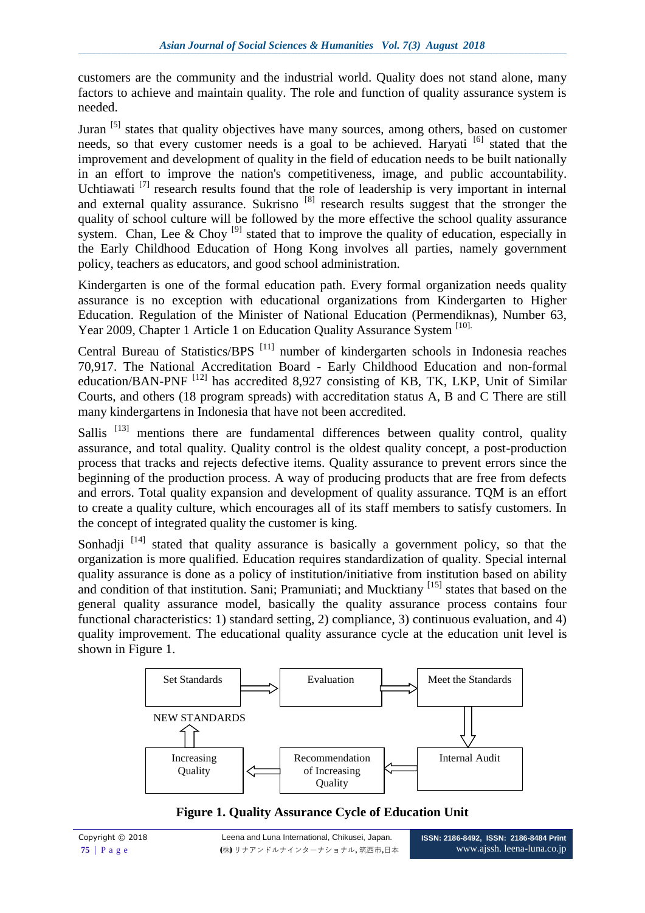customers are the community and the industrial world. Quality does not stand alone, many factors to achieve and maintain quality. The role and function of quality assurance system is needed.

Juran [5] states that quality objectives have many sources, among others, based on customer needs, so that every customer needs is a goal to be achieved. Haryati [6] stated that the improvement and development of quality in the field of education needs to be built nationally in an effort to improve the nation's competitiveness, image, and public accountability. Uchtiawati [7] research results found that the role of leadership is very important in internal and external quality assurance. Sukrisno [8] research results suggest that the stronger the quality of school culture will be followed by the more effective the school quality assurance system. Chan, Lee & Choy [9] stated that to improve the quality of education, especially in the Early Childhood Education of Hong Kong involves all parties, namely government policy, teachers as educators, and good school administration.

Kindergarten is one of the formal education path. Every formal organization needs quality assurance is no exception with educational organizations from Kindergarten to Higher Education. Regulation of the Minister of National Education (Permendiknas), Number 63, Year 2009, Chapter 1 Article 1 on Education Quality Assurance System [10].

Central Bureau of Statistics/BPS [11] number of kindergarten schools in Indonesia reaches 70,917. The National Accreditation Board - Early Childhood Education and non-formal education/BAN-PNF [12] has accredited 8,927 consisting of KB, TK, LKP, Unit of Similar Courts, and others (18 program spreads) with accreditation status A, B and C There are still many kindergartens in Indonesia that have not been accredited.

Sallis [13] mentions there are fundamental differences between quality control, quality assurance, and total quality. Quality control is the oldest quality concept, a post-production process that tracks and rejects defective items. Quality assurance to prevent errors since the beginning of the production process. A way of producing products that are free from defects and errors. Total quality expansion and development of quality assurance. TQM is an effort to create a quality culture, which encourages all of its staff members to satisfy customers. In the concept of integrated quality the customer is king.

Sonhadji [14] stated that quality assurance is basically a government policy, so that the organization is more qualified. Education requires standardization of quality. Special internal quality assurance is done as a policy of institution/initiative from institution based on ability and condition of that institution. Sani; Pramuniati; and Mucktiany [15] states that based on the general quality assurance model, basically the quality assurance process contains four functional characteristics: 1) standard setting, 2) compliance, 3) continuous evaluation, and 4) quality improvement. The educational quality assurance cycle at the education unit level is shown in Figure 1.

Set Standards → Evaluation → Meet the Standards → Internal Audit → Recommendation of Increasing Quality → Increasing Quality → NEW STANDARDS

**Figure 1. Quality Assurance Cycle of Education Unit**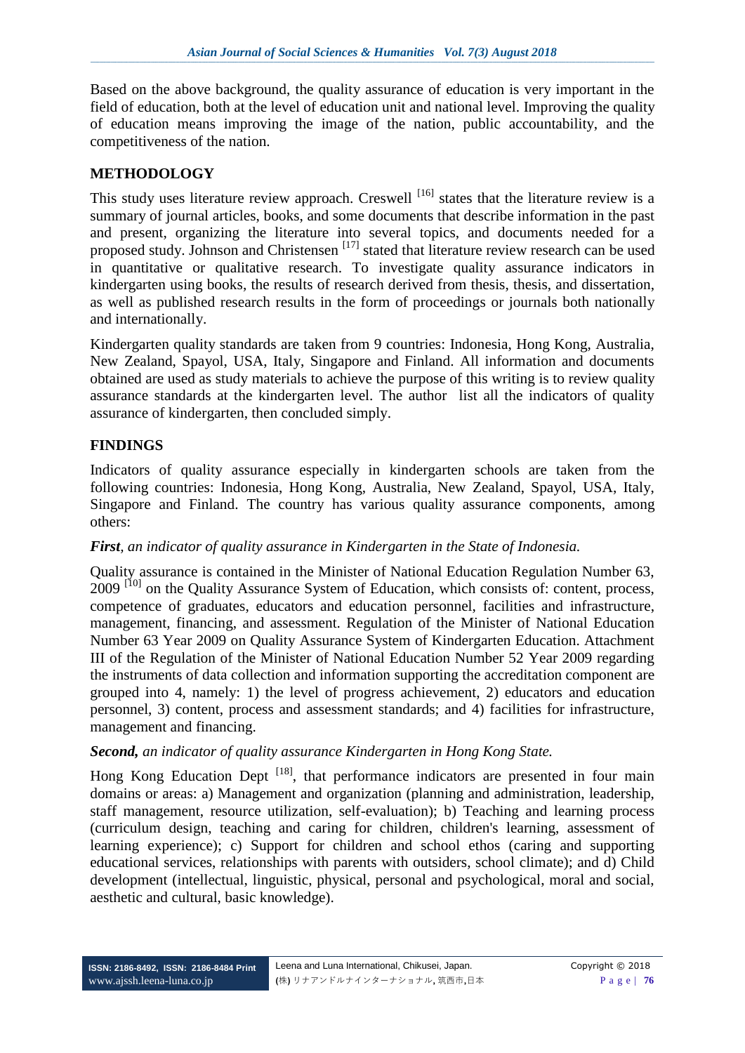Based on the above background, the quality assurance of education is very important in the field of education, both at the level of education unit and national level. Improving the quality of education means improving the image of the nation, public accountability, and the competitiveness of the nation.

## METHODOLOGY

This study uses literature review approach. Creswell [16] states that the literature review is a summary of journal articles, books, and some documents that describe information in the past and present, organizing the literature into several topics, and documents needed for a proposed study. Johnson and Christensen [17] stated that literature review research can be used in quantitative or qualitative research. To investigate quality assurance indicators in kindergarten using books, the results of research derived from thesis, thesis, and dissertation, as well as published research results in the form of proceedings or journals both nationally and internationally.

Kindergarten quality standards are taken from 9 countries: Indonesia, Hong Kong, Australia, New Zealand, Spayol, USA, Italy, Singapore and Finland. All information and documents obtained are used as study materials to achieve the purpose of this writing is to review quality assurance standards at the kindergarten level. The author list all the indicators of quality assurance of kindergarten, then concluded simply.

## FINDINGS

Indicators of quality assurance especially in kindergarten schools are taken from the following countries: Indonesia, Hong Kong, Australia, New Zealand, Spayol, USA, Italy, Singapore and Finland. The country has various quality assurance components, among others:

***First**, an indicator of quality assurance in Kindergarten in the State of Indonesia.*

Quality assurance is contained in the Minister of National Education Regulation Number 63, 2009 [10] on the Quality Assurance System of Education, which consists of: content, process, competence of graduates, educators and education personnel, facilities and infrastructure, management, financing, and assessment. Regulation of the Minister of National Education Number 63 Year 2009 on Quality Assurance System of Kindergarten Education. Attachment III of the Regulation of the Minister of National Education Number 52 Year 2009 regarding the instruments of data collection and information supporting the accreditation component are grouped into 4, namely: 1) the level of progress achievement, 2) educators and education personnel, 3) content, process and assessment standards; and 4) facilities for infrastructure, management and financing.

***Second,** an indicator of quality assurance Kindergarten in Hong Kong State.*

Hong Kong Education Dept [18], that performance indicators are presented in four main domains or areas: a) Management and organization (planning and administration, leadership, staff management, resource utilization, self-evaluation); b) Teaching and learning process (curriculum design, teaching and caring for children, children's learning, assessment of learning experience); c) Support for children and school ethos (caring and supporting educational services, relationships with parents with outsiders, school climate); and d) Child development (intellectual, linguistic, physical, personal and psychological, moral and social, aesthetic and cultural, basic knowledge).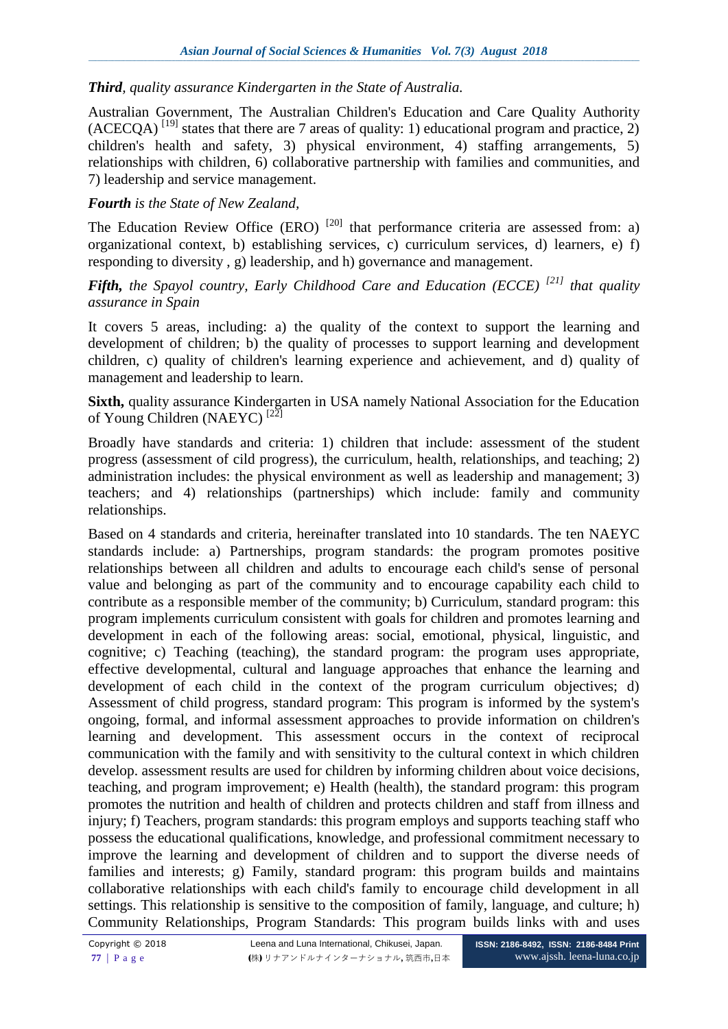***Third****, quality assurance Kindergarten in the State of Australia.*

Australian Government, The Australian Children's Education and Care Quality Authority (ACECQA) [19] states that there are 7 areas of quality: 1) educational program and practice, 2) children's health and safety, 3) physical environment, 4) staffing arrangements, 5) relationships with children, 6) collaborative partnership with families and communities, and 7) leadership and service management.

***Fourth*** *is the State of New Zealand,*

The Education Review Office (ERO) [20] that performance criteria are assessed from: a) organizational context, b) establishing services, c) curriculum services, d) learners, e) f) responding to diversity , g) leadership, and h) governance and management.

***Fifth,*** *the Spayol country, Early Childhood Care and Education (ECCE) [21] that quality assurance in Spain*

It covers 5 areas, including: a) the quality of the context to support the learning and development of children; b) the quality of processes to support learning and development children, c) quality of children's learning experience and achievement, and d) quality of management and leadership to learn.

**Sixth,** quality assurance Kindergarten in USA namely National Association for the Education of Young Children (NAEYC) [22]

Broadly have standards and criteria: 1) children that include: assessment of the student progress (assessment of cild progress), the curriculum, health, relationships, and teaching; 2) administration includes: the physical environment as well as leadership and management; 3) teachers; and 4) relationships (partnerships) which include: family and community relationships.

Based on 4 standards and criteria, hereinafter translated into 10 standards. The ten NAEYC standards include: a) Partnerships, program standards: the program promotes positive relationships between all children and adults to encourage each child's sense of personal value and belonging as part of the community and to encourage capability each child to contribute as a responsible member of the community; b) Curriculum, standard program: this program implements curriculum consistent with goals for children and promotes learning and development in each of the following areas: social, emotional, physical, linguistic, and cognitive; c) Teaching (teaching), the standard program: the program uses appropriate, effective developmental, cultural and language approaches that enhance the learning and development of each child in the context of the program curriculum objectives; d) Assessment of child progress, standard program: This program is informed by the system's ongoing, formal, and informal assessment approaches to provide information on children's learning and development. This assessment occurs in the context of reciprocal communication with the family and with sensitivity to the cultural context in which children develop. assessment results are used for children by informing children about voice decisions, teaching, and program improvement; e) Health (health), the standard program: this program promotes the nutrition and health of children and protects children and staff from illness and injury; f) Teachers, program standards: this program employs and supports teaching staff who possess the educational qualifications, knowledge, and professional commitment necessary to improve the learning and development of children and to support the diverse needs of families and interests; g) Family, standard program: this program builds and maintains collaborative relationships with each child's family to encourage child development in all settings. This relationship is sensitive to the composition of family, language, and culture; h) Community Relationships, Program Standards: This program builds links with and uses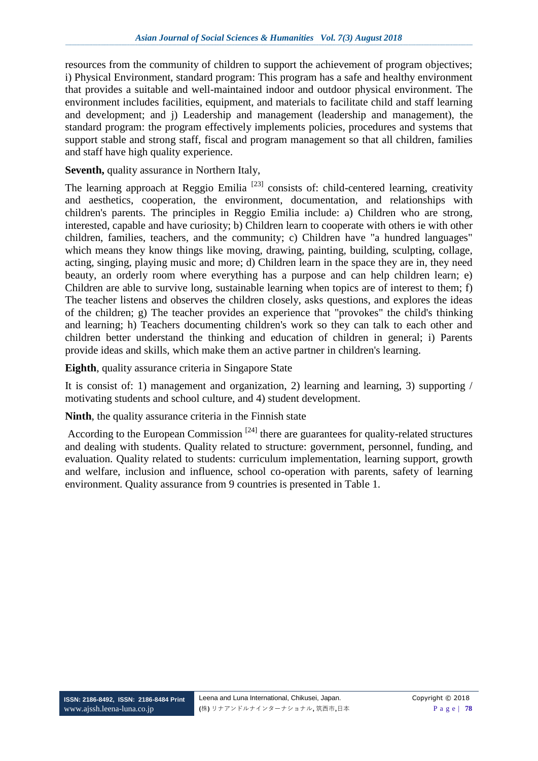resources from the community of children to support the achievement of program objectives; i) Physical Environment, standard program: This program has a safe and healthy environment that provides a suitable and well-maintained indoor and outdoor physical environment. The environment includes facilities, equipment, and materials to facilitate child and staff learning and development; and j) Leadership and management (leadership and management), the standard program: the program effectively implements policies, procedures and systems that support stable and strong staff, fiscal and program management so that all children, families and staff have high quality experience.

**Seventh,** quality assurance in Northern Italy,

The learning approach at Reggio Emilia [23] consists of: child-centered learning, creativity and aesthetics, cooperation, the environment, documentation, and relationships with children's parents. The principles in Reggio Emilia include: a) Children who are strong, interested, capable and have curiosity; b) Children learn to cooperate with others ie with other children, families, teachers, and the community; c) Children have "a hundred languages" which means they know things like moving, drawing, painting, building, sculpting, collage, acting, singing, playing music and more; d) Children learn in the space they are in, they need beauty, an orderly room where everything has a purpose and can help children learn; e) Children are able to survive long, sustainable learning when topics are of interest to them; f) The teacher listens and observes the children closely, asks questions, and explores the ideas of the children; g) The teacher provides an experience that "provokes" the child's thinking and learning; h) Teachers documenting children's work so they can talk to each other and children better understand the thinking and education of children in general; i) Parents provide ideas and skills, which make them an active partner in children's learning.

**Eighth**, quality assurance criteria in Singapore State

It is consist of: 1) management and organization, 2) learning and learning, 3) supporting / motivating students and school culture, and 4) student development.

**Ninth**, the quality assurance criteria in the Finnish state

According to the European Commission [24] there are guarantees for quality-related structures and dealing with students. Quality related to structure: government, personnel, funding, and evaluation. Quality related to students: curriculum implementation, learning support, growth and welfare, inclusion and influence, school co-operation with parents, safety of learning environment. Quality assurance from 9 countries is presented in Table 1.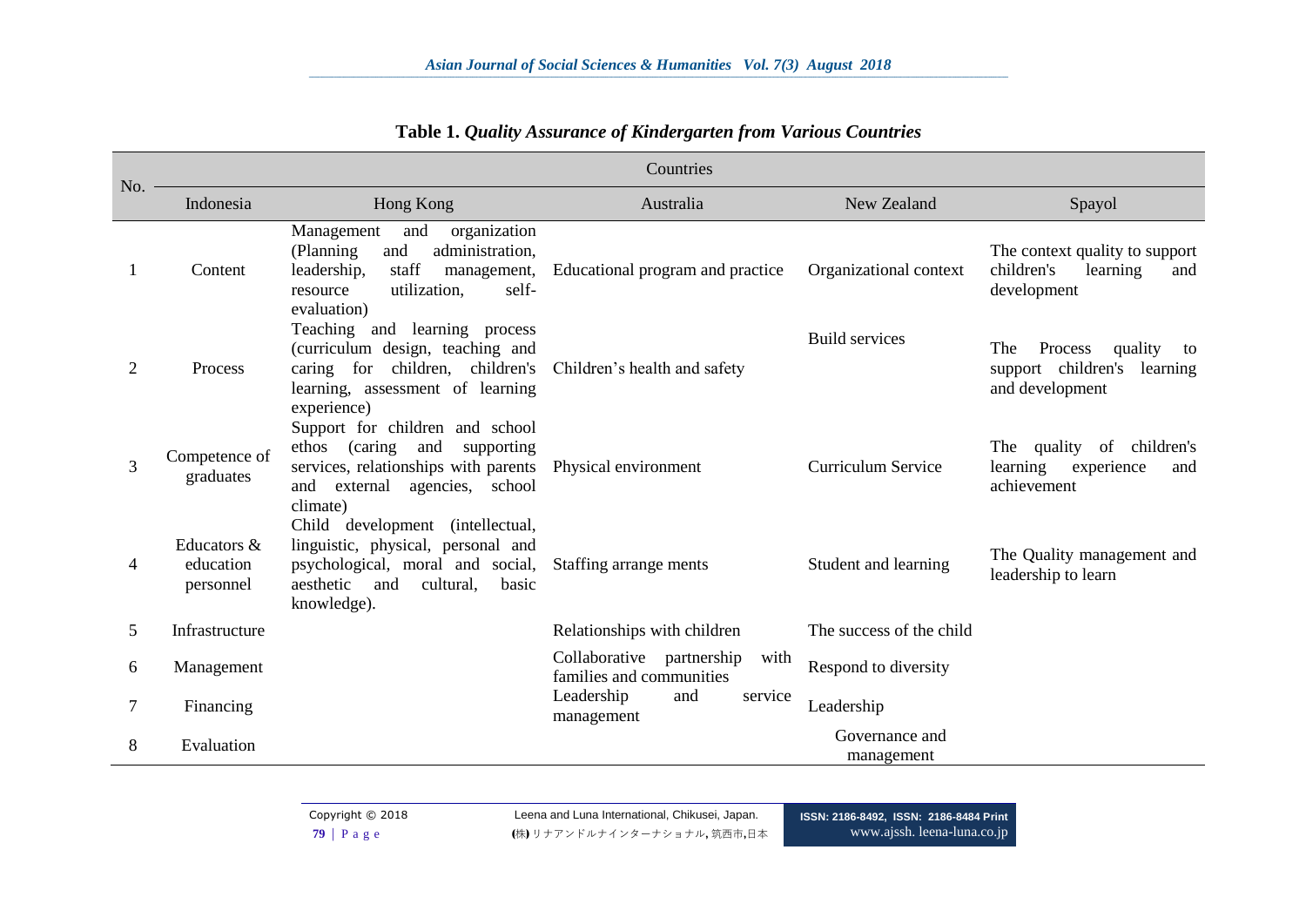**Table 1.** *Quality Assurance of Kindergarten from Various Countries*

| No. | Countries | | | | |
|---|---|---|---|---|---|
| | Indonesia | Hong Kong | Australia | New Zealand | Spayol |
| 1 | Content | Management and organization (Planning and administration, leadership, staff management, resource utilization, self-evaluation) | Educational program and practice | Organizational context | The context quality to support children's learning and development |
| 2 | Process | Teaching and learning process (curriculum design, teaching and caring for children, children's learning, assessment of learning experience) | Children's health and safety | Build services | The Process quality to support children's learning and development |
| 3 | Competence of graduates | Support for children and school ethos (caring and supporting services, relationships with parents and external agencies, school climate) | Physical environment | Curriculum Service | The quality of children's learning experience and achievement |
| 4 | Educators & education personnel | Child development (intellectual, linguistic, physical, personal and psychological, moral and social, aesthetic and cultural, basic knowledge). | Staffing arrange ments | Student and learning | The Quality management and leadership to learn |
| 5 | Infrastructure | | Relationships with children | The success of the child | |
| 6 | Management | | Collaborative partnership with families and communities | Respond to diversity | |
| 7 | Financing | | Leadership and service management | Leadership | |
| 8 | Evaluation | | | Governance and management | |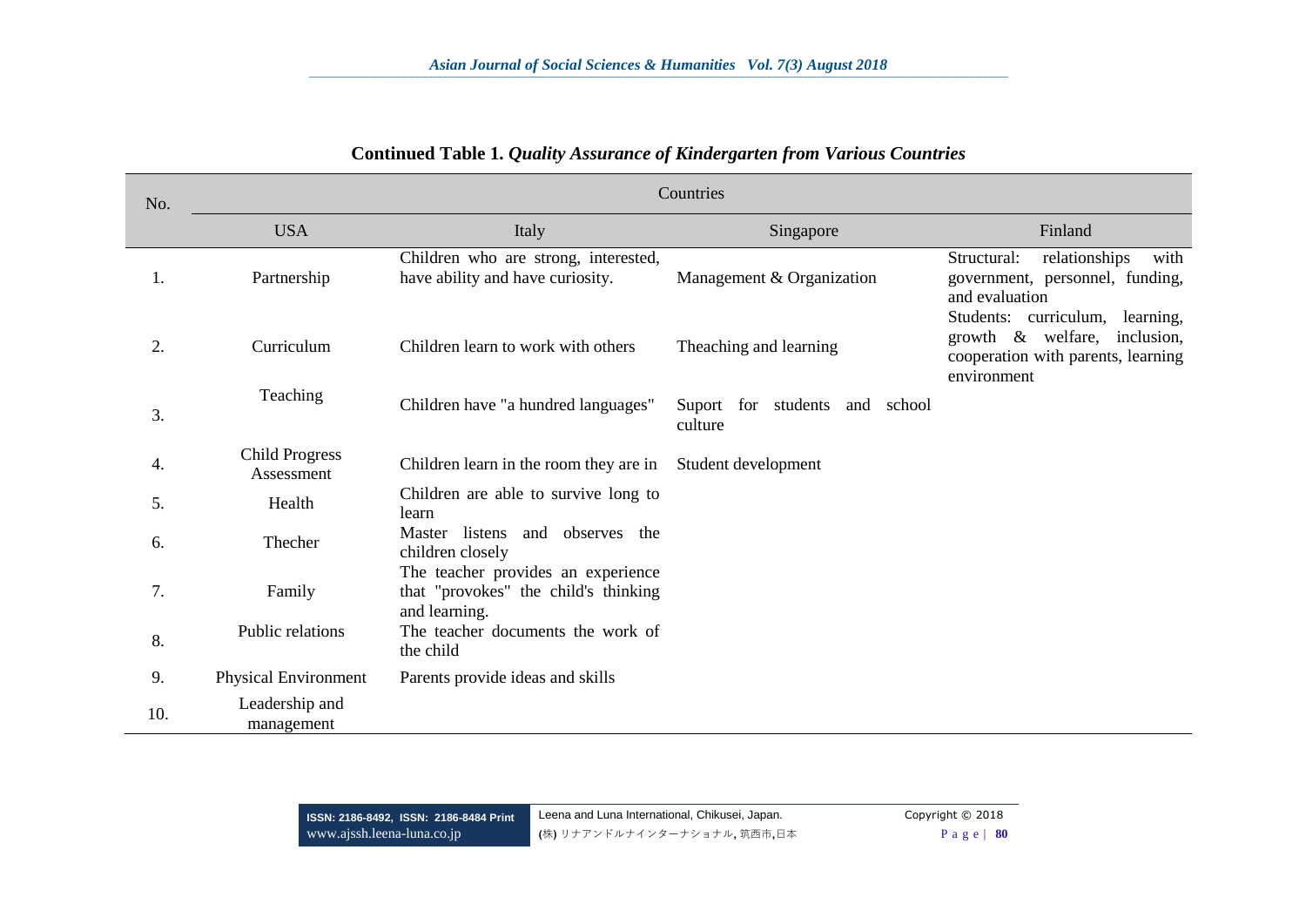**Continued Table 1.** *Quality Assurance of Kindergarten from Various Countries*

| No. | Countries | | | |
|---|---|---|---|---|
| | USA | Italy | Singapore | Finland |
| 1. | Partnership | Children who are strong, interested, have ability and have curiosity. | Management & Organization | Structural: relationships with government, personnel, funding, and evaluation |
| 2. | Curriculum | Children learn to work with others | Theaching and learning | Students: curriculum, learning, growth & welfare, inclusion, cooperation with parents, learning environment |
| 3. | Teaching | Children have "a hundred languages" | Suport for students and school culture | |
| 4. | Child Progress Assessment | Children learn in the room they are in | Student development | |
| 5. | Health | Children are able to survive long to learn | | |
| 6. | Thecher | Master listens and observes the children closely | | |
| 7. | Family | The teacher provides an experience that "provokes" the child's thinking and learning. | | |
| 8. | Public relations | The teacher documents the work of the child | | |
| 9. | Physical Environment | Parents provide ideas and skills | | |
| 10. | Leadership and management | | | |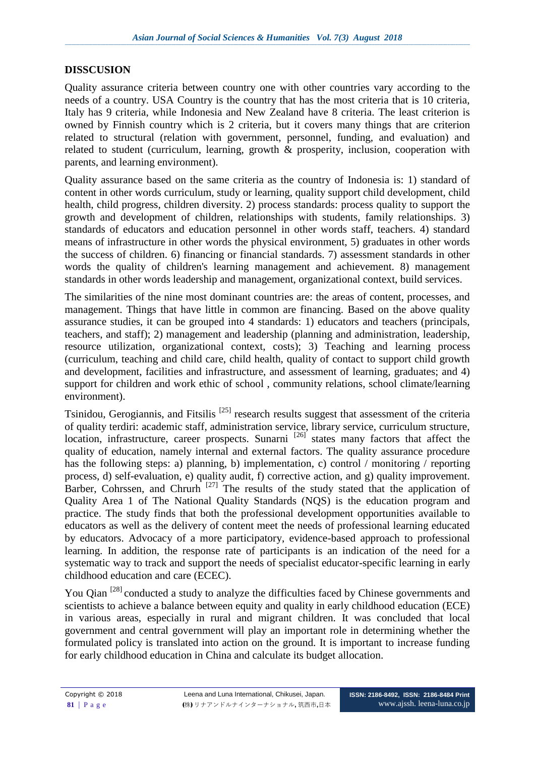## DISSCUSION

Quality assurance criteria between country one with other countries vary according to the needs of a country. USA Country is the country that has the most criteria that is 10 criteria, Italy has 9 criteria, while Indonesia and New Zealand have 8 criteria. The least criterion is owned by Finnish country which is 2 criteria, but it covers many things that are criterion related to structural (relation with government, personnel, funding, and evaluation) and related to student (curriculum, learning, growth & prosperity, inclusion, cooperation with parents, and learning environment).

Quality assurance based on the same criteria as the country of Indonesia is: 1) standard of content in other words curriculum, study or learning, quality support child development, child health, child progress, children diversity. 2) process standards: process quality to support the growth and development of children, relationships with students, family relationships. 3) standards of educators and education personnel in other words staff, teachers. 4) standard means of infrastructure in other words the physical environment, 5) graduates in other words the success of children. 6) financing or financial standards. 7) assessment standards in other words the quality of children's learning management and achievement. 8) management standards in other words leadership and management, organizational context, build services.

The similarities of the nine most dominant countries are: the areas of content, processes, and management. Things that have little in common are financing. Based on the above quality assurance studies, it can be grouped into 4 standards: 1) educators and teachers (principals, teachers, and staff); 2) management and leadership (planning and administration, leadership, resource utilization, organizational context, costs); 3) Teaching and learning process (curriculum, teaching and child care, child health, quality of contact to support child growth and development, facilities and infrastructure, and assessment of learning, graduates; and 4) support for children and work ethic of school , community relations, school climate/learning environment).

Tsinidou, Gerogiannis, and Fitsilis [25] research results suggest that assessment of the criteria of quality terdiri: academic staff, administration service, library service, curriculum structure, location, infrastructure, career prospects. Sunarni [26] states many factors that affect the quality of education, namely internal and external factors. The quality assurance procedure has the following steps: a) planning, b) implementation, c) control / monitoring / reporting process, d) self-evaluation, e) quality audit, f) corrective action, and g) quality improvement. Barber, Cohrssen, and Chrurh [27] The results of the study stated that the application of Quality Area 1 of The National Quality Standards (NQS) is the education program and practice. The study finds that both the professional development opportunities available to educators as well as the delivery of content meet the needs of professional learning educated by educators. Advocacy of a more participatory, evidence-based approach to professional learning. In addition, the response rate of participants is an indication of the need for a systematic way to track and support the needs of specialist educator-specific learning in early childhood education and care (ECEC).

You Qian [28] conducted a study to analyze the difficulties faced by Chinese governments and scientists to achieve a balance between equity and quality in early childhood education (ECE) in various areas, especially in rural and migrant children. It was concluded that local government and central government will play an important role in determining whether the formulated policy is translated into action on the ground. It is important to increase funding for early childhood education in China and calculate its budget allocation.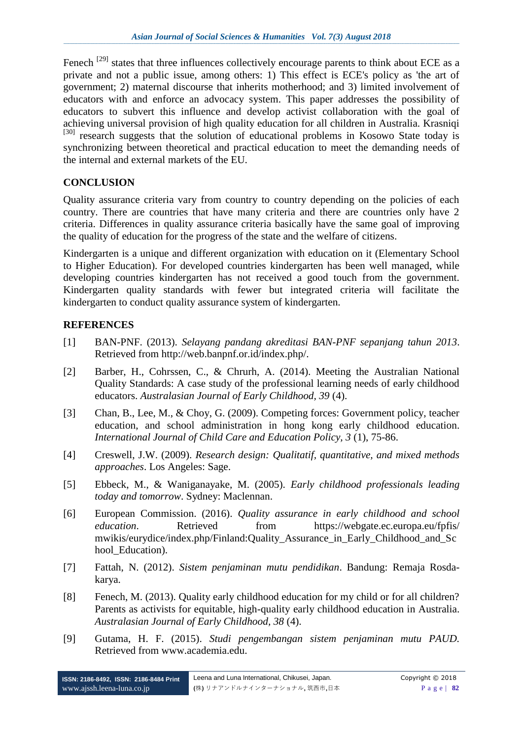Fenech [29] states that three influences collectively encourage parents to think about ECE as a private and not a public issue, among others: 1) This effect is ECE's policy as 'the art of government; 2) maternal discourse that inherits motherhood; and 3) limited involvement of educators with and enforce an advocacy system. This paper addresses the possibility of educators to subvert this influence and develop activist collaboration with the goal of achieving universal provision of high quality education for all children in Australia. Krasniqi [30] research suggests that the solution of educational problems in Kosowo State today is synchronizing between theoretical and practical education to meet the demanding needs of the internal and external markets of the EU.

## CONCLUSION

Quality assurance criteria vary from country to country depending on the policies of each country. There are countries that have many criteria and there are countries only have 2 criteria. Differences in quality assurance criteria basically have the same goal of improving the quality of education for the progress of the state and the welfare of citizens.

Kindergarten is a unique and different organization with education on it (Elementary School to Higher Education). For developed countries kindergarten has been well managed, while developing countries kindergarten has not received a good touch from the government. Kindergarten quality standards with fewer but integrated criteria will facilitate the kindergarten to conduct quality assurance system of kindergarten.

## REFERENCES

[1] BAN-PNF. (2013). *Selayang pandang akreditasi BAN-PNF sepanjang tahun 2013*. Retrieved from http://web.banpnf.or.id/index.php/.

[2] Barber, H., Cohrssen, C., & Chrurh, A. (2014). Meeting the Australian National Quality Standards: A case study of the professional learning needs of early childhood educators. *Australasian Journal of Early Childhood, 39* (4).

[3] Chan, B., Lee, M., & Choy, G. (2009). Competing forces: Government policy, teacher education, and school administration in hong kong early childhood education. *International Journal of Child Care and Education Policy, 3* (1), 75-86.

[4] Creswell, J.W. (2009). *Research design: Qualitatif, quantitative, and mixed methods approaches*. Los Angeles: Sage.

[5] Ebbeck, M., & Waniganayake, M. (2005). *Early childhood professionals leading today and tomorrow*. Sydney: Maclennan.

[6] European Commission. (2016). *Quality assurance in early childhood and school education*. Retrieved from https://webgate.ec.europa.eu/fpfis/mwikis/eurydice/index.php/Finland:Quality_Assurance_in_Early_Childhood_and_School_Education).

[7] Fattah, N. (2012). *Sistem penjaminan mutu pendidikan*. Bandung: Remaja Rosdakarya.

[8] Fenech, M. (2013). Quality early childhood education for my child or for all children? Parents as activists for equitable, high-quality early childhood education in Australia. *Australasian Journal of Early Childhood, 38* (4).

[9] Gutama, H. F. (2015). *Studi pengembangan sistem penjaminan mutu PAUD.* Retrieved from www.academia.edu.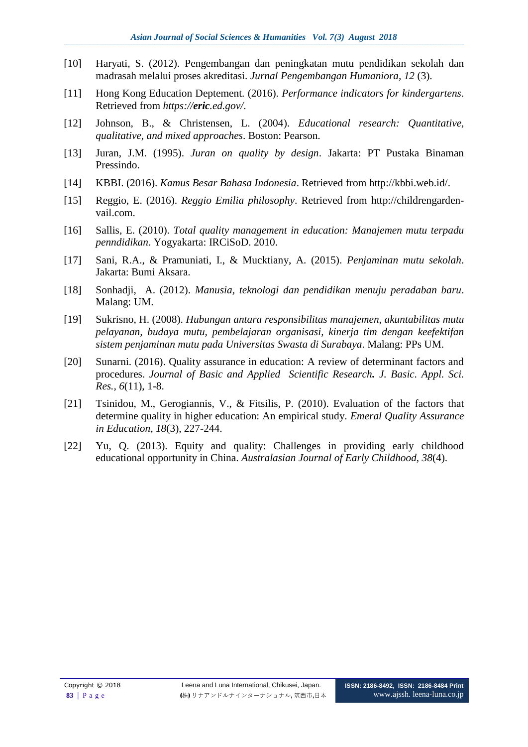[10] Haryati, S. (2012). Pengembangan dan peningkatan mutu pendidikan sekolah dan madrasah melalui proses akreditasi. *Jurnal Pengembangan Humaniora, 12* (3).

[11] Hong Kong Education Deptement. (2016). *Performance indicators for kindergartens*. Retrieved from *https://**eric**.ed.gov/*.

[12] Johnson, B., & Christensen, L. (2004). *Educational research: Quantitative, qualitative, and mixed approaches*. Boston: Pearson.

[13] Juran, J.M. (1995). *Juran on quality by design*. Jakarta: PT Pustaka Binaman Pressindo.

[14] KBBI. (2016). *Kamus Besar Bahasa Indonesia*. Retrieved from http://kbbi.web.id/.

[15] Reggio, E. (2016). *Reggio Emilia philosophy*. Retrieved from http://childrengarden-vail.com.

[16] Sallis, E. (2010). *Total quality management in education: Manajemen mutu terpadu penndidikan*. Yogyakarta: IRCiSoD. 2010.

[17] Sani, R.A., & Pramuniati, I., & Mucktiany, A. (2015). *Penjaminan mutu sekolah*. Jakarta: Bumi Aksara.

[18] Sonhadji, A. (2012). *Manusia, teknologi dan pendidikan menuju peradaban baru*. Malang: UM.

[19] Sukrisno, H. (2008). *Hubungan antara responsibilitas manajemen, akuntabilitas mutu pelayanan, budaya mutu, pembelajaran organisasi, kinerja tim dengan keefektifan sistem penjaminan mutu pada Universitas Swasta di Surabaya*. Malang: PPs UM.

[20] Sunarni. (2016). Quality assurance in education: A review of determinant factors and procedures. *Journal of Basic and Applied Scientific Research**.** J. Basic. Appl. Sci. Res., 6*(11), 1-8.

[21] Tsinidou, M., Gerogiannis, V., & Fitsilis, P. (2010). Evaluation of the factors that determine quality in higher education: An empirical study. *Emeral Quality Assurance in Education, 18*(3), 227-244.

[22] Yu, Q. (2013). Equity and quality: Challenges in providing early childhood educational opportunity in China. *Australasian Journal of Early Childhood, 38*(4).